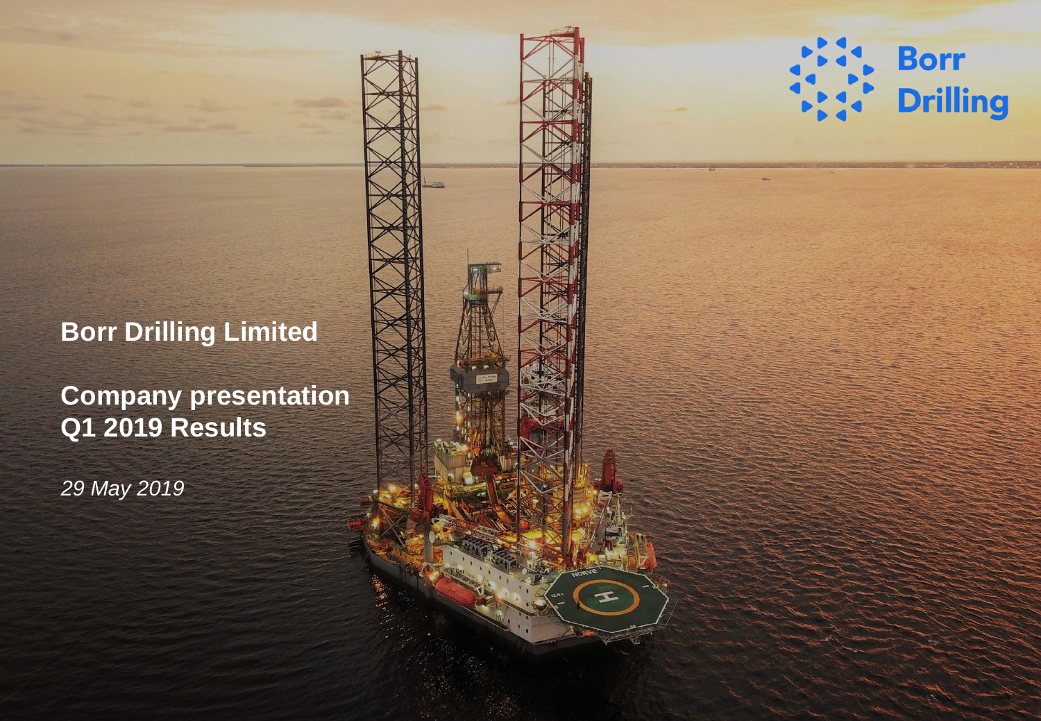Borr Drilling

# Borr Drilling Limited

## Company presentation
## Q1 2019 Results

*29 May 2019*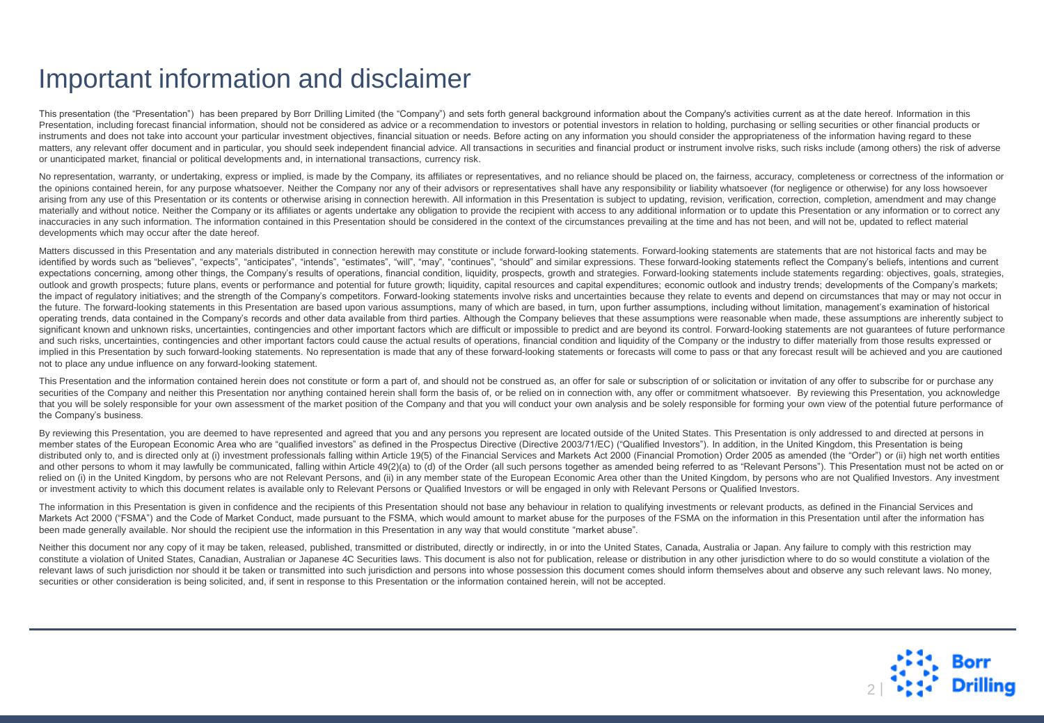# Important information and disclaimer

This presentation (the "Presentation") has been prepared by Borr Drilling Limited (the "Company") and sets forth general background information about the Company's activities current as at the date hereof. Information in this Presentation, including forecast financial information, should not be considered as advice or a recommendation to investors or potential investors in relation to holding, purchasing or selling securities or other financial products or instruments and does not take into account your particular investment objectives, financial situation or needs. Before acting on any information you should consider the appropriateness of the information having regard to these matters, any relevant offer document and in particular, you should seek independent financial advice. All transactions in securities and financial product or instrument involve risks, such risks include (among others) the risk of adverse or unanticipated market, financial or political developments and, in international transactions, currency risk.

No representation, warranty, or undertaking, express or implied, is made by the Company, its affiliates or representatives, and no reliance should be placed on, the fairness, accuracy, completeness or correctness of the information or the opinions contained herein, for any purpose whatsoever. Neither the Company nor any of their advisors or representatives shall have any responsibility or liability whatsoever (for negligence or otherwise) for any loss howsoever arising from any use of this Presentation or its contents or otherwise arising in connection herewith. All information in this Presentation is subject to updating, revision, verification, correction, completion, amendment and may change materially and without notice. Neither the Company or its affiliates or agents undertake any obligation to provide the recipient with access to any additional information or to update this Presentation or any information or to correct any inaccuracies in any such information. The information contained in this Presentation should be considered in the context of the circumstances prevailing at the time and has not been, and will not be, updated to reflect material developments which may occur after the date hereof.

Matters discussed in this Presentation and any materials distributed in connection herewith may constitute or include forward-looking statements. Forward-looking statements are statements that are not historical facts and may be identified by words such as "believes", "expects", "anticipates", "intends", "estimates", "will", "may", "continues", "should" and similar expressions. These forward-looking statements reflect the Company's beliefs, intentions and current expectations concerning, among other things, the Company's results of operations, financial condition, liquidity, prospects, growth and strategies. Forward-looking statements include statements regarding: objectives, goals, strategies, outlook and growth prospects; future plans, events or performance and potential for future growth; liquidity, capital resources and capital expenditures; economic outlook and industry trends; developments of the Company's markets; the impact of regulatory initiatives; and the strength of the Company's competitors. Forward-looking statements involve risks and uncertainties because they relate to events and depend on circumstances that may or may not occur in the future. The forward-looking statements in this Presentation are based upon various assumptions, many of which are based, in turn, upon further assumptions, including without limitation, management's examination of historical operating trends, data contained in the Company's records and other data available from third parties. Although the Company believes that these assumptions were reasonable when made, these assumptions are inherently subject to significant known and unknown risks, uncertainties, contingencies and other important factors which are difficult or impossible to predict and are beyond its control. Forward-looking statements are not guarantees of future performance and such risks, uncertainties, contingencies and other important factors could cause the actual results of operations, financial condition and liquidity of the Company or the industry to differ materially from those results expressed or implied in this Presentation by such forward-looking statements. No representation is made that any of these forward-looking statements or forecasts will come to pass or that any forecast result will be achieved and you are cautioned not to place any undue influence on any forward-looking statement.

This Presentation and the information contained herein does not constitute or form a part of, and should not be construed as, an offer for sale or subscription of or solicitation or invitation of any offer to subscribe for or purchase any securities of the Company and neither this Presentation nor anything contained herein shall form the basis of, or be relied on in connection with, any offer or commitment whatsoever. By reviewing this Presentation, you acknowledge that you will be solely responsible for your own assessment of the market position of the Company and that you will conduct your own analysis and be solely responsible for forming your own view of the potential future performance of the Company's business.

By reviewing this Presentation, you are deemed to have represented and agreed that you and any persons you represent are located outside of the United States. This Presentation is only addressed to and directed at persons in member states of the European Economic Area who are "qualified investors" as defined in the Prospectus Directive (Directive 2003/71/EC) ("Qualified Investors"). In addition, in the United Kingdom, this Presentation is being distributed only to, and is directed only at (i) investment professionals falling within Article 19(5) of the Financial Services and Markets Act 2000 (Financial Promotion) Order 2005 as amended (the "Order") or (ii) high net worth entities and other persons to whom it may lawfully be communicated, falling within Article 49(2)(a) to (d) of the Order (all such persons together as amended being referred to as "Relevant Persons"). This Presentation must not be acted on or relied on (i) in the United Kingdom, by persons who are not Relevant Persons, and (ii) in any member state of the European Economic Area other than the United Kingdom, by persons who are not Qualified Investors. Any investment or investment activity to which this document relates is available only to Relevant Persons or Qualified Investors or will be engaged in only with Relevant Persons or Qualified Investors.

The information in this Presentation is given in confidence and the recipients of this Presentation should not base any behaviour in relation to qualifying investments or relevant products, as defined in the Financial Services and Markets Act 2000 ("FSMA") and the Code of Market Conduct, made pursuant to the FSMA, which would amount to market abuse for the purposes of the FSMA on the information in this Presentation until after the information has been made generally available. Nor should the recipient use the information in this Presentation in any way that would constitute "market abuse".

Neither this document nor any copy of it may be taken, released, published, transmitted or distributed, directly or indirectly, in or into the United States, Canada, Australia or Japan. Any failure to comply with this restriction may constitute a violation of United States, Canadian, Australian or Japanese 4C Securities laws. This document is also not for publication, release or distribution in any other jurisdiction where to do so would constitute a violation of the relevant laws of such jurisdiction nor should it be taken or transmitted into such jurisdiction and persons into whose possession this document comes should inform themselves about and observe any such relevant laws. No money, securities or other consideration is being solicited, and, if sent in response to this Presentation or the information contained herein, will not be accepted.

Borr Drilling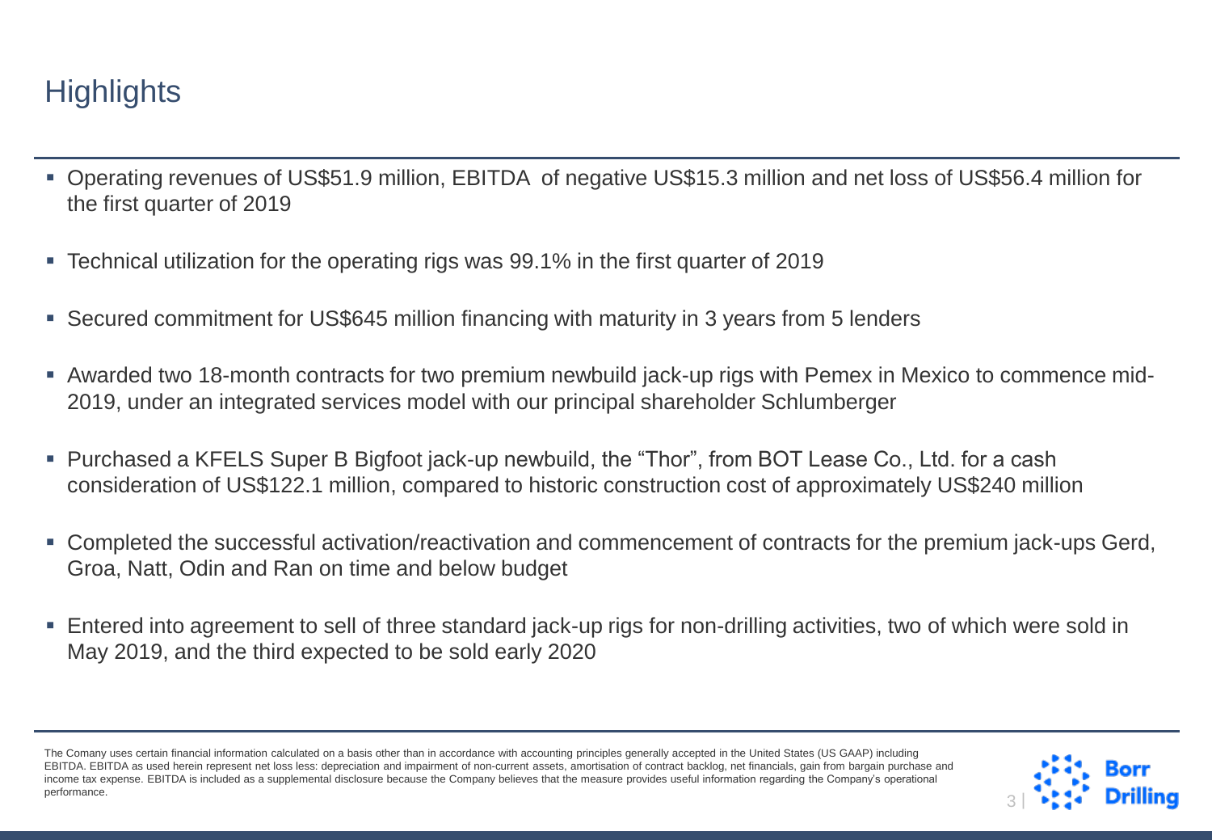# Highlights

- Operating revenues of US$51.9 million, EBITDA of negative US$15.3 million and net loss of US$56.4 million for the first quarter of 2019
- Technical utilization for the operating rigs was 99.1% in the first quarter of 2019
- Secured commitment for US$645 million financing with maturity in 3 years from 5 lenders
- Awarded two 18-month contracts for two premium newbuild jack-up rigs with Pemex in Mexico to commence mid-2019, under an integrated services model with our principal shareholder Schlumberger
- Purchased a KFELS Super B Bigfoot jack-up newbuild, the "Thor", from BOT Lease Co., Ltd. for a cash consideration of US$122.1 million, compared to historic construction cost of approximately US$240 million
- Completed the successful activation/reactivation and commencement of contracts for the premium jack-ups Gerd, Groa, Natt, Odin and Ran on time and below budget
- Entered into agreement to sell of three standard jack-up rigs for non-drilling activities, two of which were sold in May 2019, and the third expected to be sold early 2020

The Comany uses certain financial information calculated on a basis other than in accordance with accounting principles generally accepted in the United States (US GAAP) including EBITDA. EBITDA as used herein represent net loss less: depreciation and impairment of non-current assets, amortisation of contract backlog, net financials, gain from bargain purchase and income tax expense. EBITDA is included as a supplemental disclosure because the Company believes that the measure provides useful information regarding the Company's operational performance.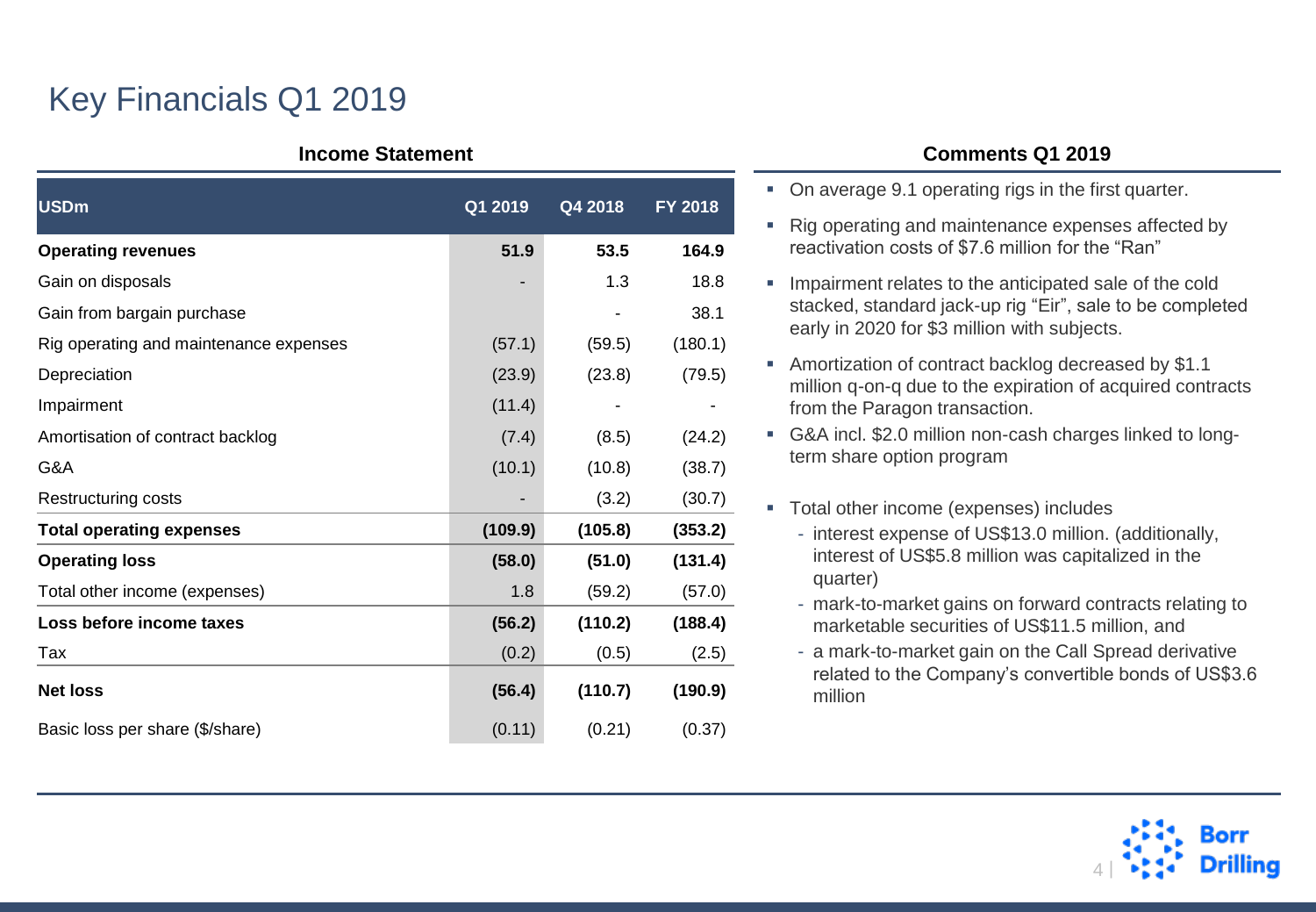# Key Financials Q1 2019

## Income Statement

| USDm | Q1 2019 | Q4 2018 | FY 2018 |
|---|---|---|---|
| **Operating revenues** | **51.9** | **53.5** | **164.9** |
| Gain on disposals | - | 1.3 | 18.8 |
| Gain from bargain purchase | | - | 38.1 |
| Rig operating and maintenance expenses | (57.1) | (59.5) | (180.1) |
| Depreciation | (23.9) | (23.8) | (79.5) |
| Impairment | (11.4) | - | - |
| Amortisation of contract backlog | (7.4) | (8.5) | (24.2) |
| G&A | (10.1) | (10.8) | (38.7) |
| Restructuring costs | - | (3.2) | (30.7) |
| **Total operating expenses** | **(109.9)** | **(105.8)** | **(353.2)** |
| **Operating loss** | **(58.0)** | **(51.0)** | **(131.4)** |
| Total other income (expenses) | 1.8 | (59.2) | (57.0) |
| **Loss before income taxes** | **(56.2)** | **(110.2)** | **(188.4)** |
| Tax | (0.2) | (0.5) | (2.5) |
| **Net loss** | **(56.4)** | **(110.7)** | **(190.9)** |
| Basic loss per share ($/share) | (0.11) | (0.21) | (0.37) |

## Comments Q1 2019

- On average 9.1 operating rigs in the first quarter.
- Rig operating and maintenance expenses affected by reactivation costs of $7.6 million for the "Ran"
- Impairment relates to the anticipated sale of the cold stacked, standard jack-up rig "Eir", sale to be completed early in 2020 for $3 million with subjects.
- Amortization of contract backlog decreased by $1.1 million q-on-q due to the expiration of acquired contracts from the Paragon transaction.
- G&A incl. $2.0 million non-cash charges linked to long-term share option program
- Total other income (expenses) includes
  - interest expense of US$13.0 million. (additionally, interest of US$5.8 million was capitalized in the quarter)
  - mark-to-market gains on forward contracts relating to marketable securities of US$11.5 million, and
  - a mark-to-market gain on the Call Spread derivative related to the Company's convertible bonds of US$3.6 million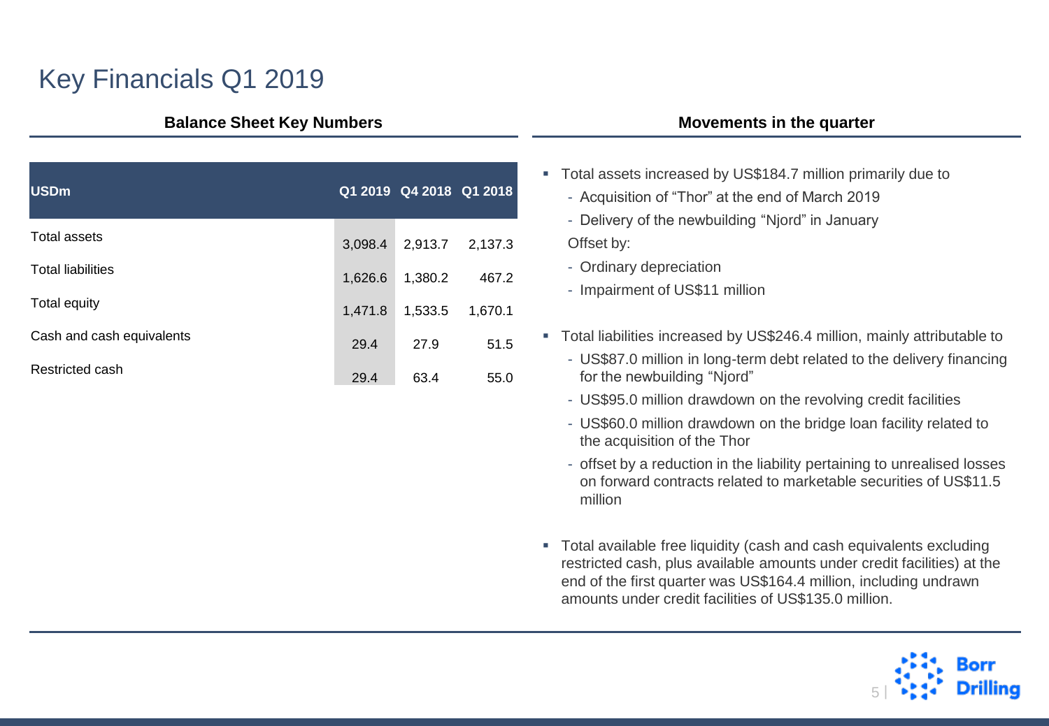# Key Financials Q1 2019

## Balance Sheet Key Numbers

| USDm | Q1 2019 | Q4 2018 | Q1 2018 |
|---|---|---|---|
| Total assets | 3,098.4 | 2,913.7 | 2,137.3 |
| Total liabilities | 1,626.6 | 1,380.2 | 467.2 |
| Total equity | 1,471.8 | 1,533.5 | 1,670.1 |
| Cash and cash equivalents | 29.4 | 27.9 | 51.5 |
| Restricted cash | 29.4 | 63.4 | 55.0 |

## Movements in the quarter

- Total assets increased by US$184.7 million primarily due to
  - Acquisition of "Thor" at the end of March 2019
  - Delivery of the newbuilding "Njord" in January

  Offset by:
  - Ordinary depreciation
  - Impairment of US$11 million

- Total liabilities increased by US$246.4 million, mainly attributable to
  - US$87.0 million in long-term debt related to the delivery financing for the newbuilding "Njord"
  - US$95.0 million drawdown on the revolving credit facilities
  - US$60.0 million drawdown on the bridge loan facility related to the acquisition of the Thor
  - offset by a reduction in the liability pertaining to unrealised losses on forward contracts related to marketable securities of US$11.5 million

- Total available free liquidity (cash and cash equivalents excluding restricted cash, plus available amounts under credit facilities) at the end of the first quarter was US$164.4 million, including undrawn amounts under credit facilities of US$135.0 million.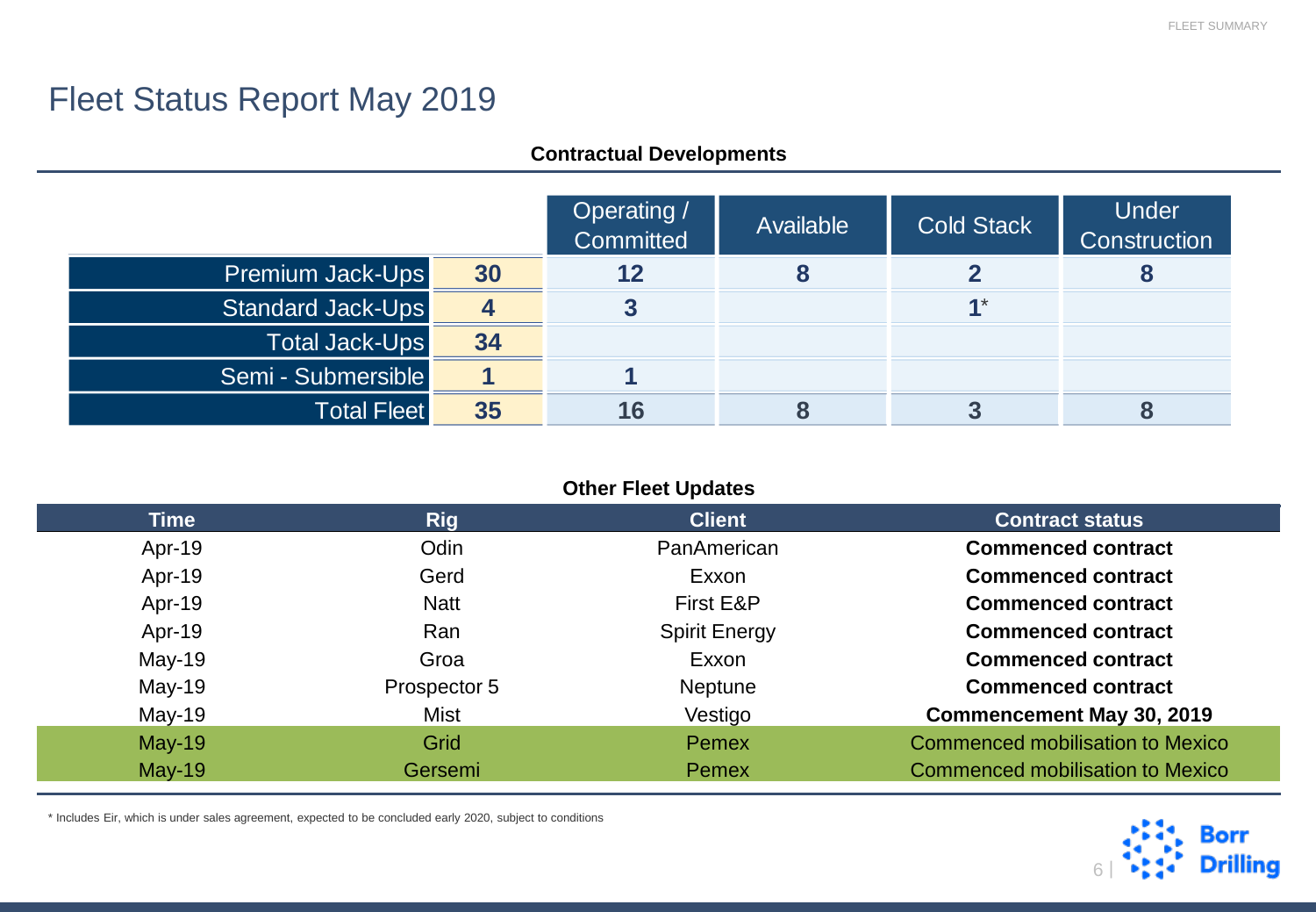# Fleet Status Report May 2019

## Contractual Developments

| | | Operating / Committed | Available | Cold Stack | Under Construction |
|---|---|---|---|---|---|
| Premium Jack-Ups | **30** | **12** | **8** | **2** | **8** |
| Standard Jack-Ups | **4** | **3** | | **1***| |
| Total Jack-Ups | **34** | | | | |
| Semi - Submersible | **1** | **1** | | | |
| Total Fleet | **35** | **16** | **8** | **3** | **8** |

## Other Fleet Updates

| Time | Rig | Client | Contract status |
|---|---|---|---|
| Apr-19 | Odin | PanAmerican | **Commenced contract** |
| Apr-19 | Gerd | Exxon | **Commenced contract** |
| Apr-19 | Natt | First E&P | **Commenced contract** |
| Apr-19 | Ran | Spirit Energy | **Commenced contract** |
| May-19 | Groa | Exxon | **Commenced contract** |
| May-19 | Prospector 5 | Neptune | **Commenced contract** |
| May-19 | Mist | Vestigo | **Commencement May 30, 2019** |
| May-19 | Grid | Pemex | Commenced mobilisation to Mexico |
| May-19 | Gersemi | Pemex | Commenced mobilisation to Mexico |

* Includes Eir, which is under sales agreement, expected to be concluded early 2020, subject to conditions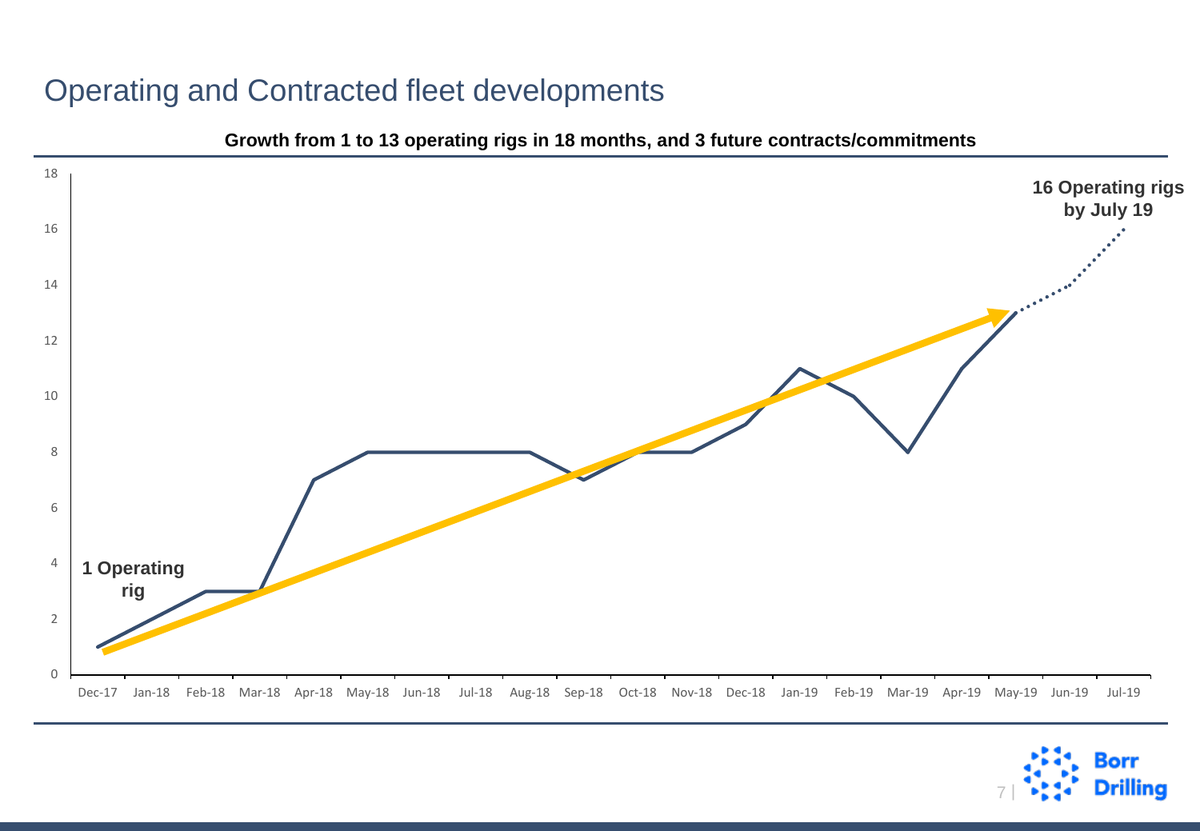# Operating and Contracted fleet developments

**Growth from 1 to 13 operating rigs in 18 months, and 3 future contracts/commitments**

**1 Operating rig**

**16 Operating rigs by July 19**

18
16
14
12
10
8
6
4
2
0

Dec-17 Jan-18 Feb-18 Mar-18 Apr-18 May-18 Jun-18 Jul-18 Aug-18 Sep-18 Oct-18 Nov-18 Dec-18 Jan-19 Feb-19 Mar-19 Apr-19 May-19 Jun-19 Jul-19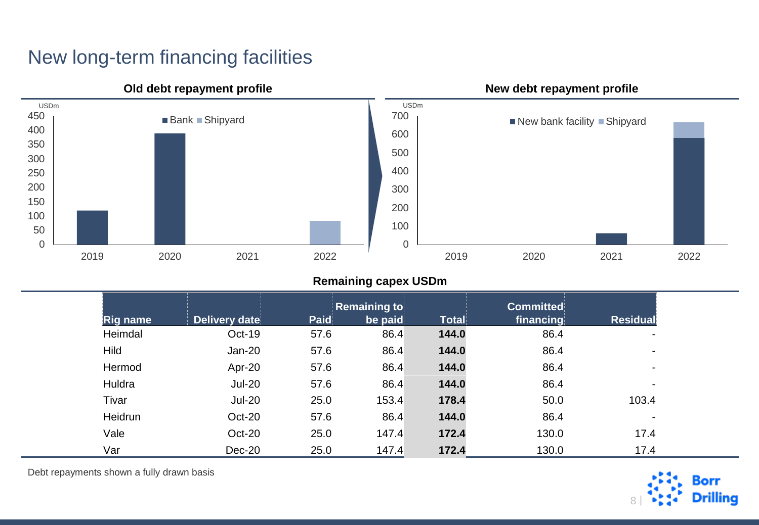# New long-term financing facilities

**Old debt repayment profile**

USDm

■ Bank ■ Shipyard

**New debt repayment profile**

USDm

■ New bank facility ■ Shipyard

**Remaining capex USDm**

| Rig name | Delivery date | Paid | Remaining to be paid | Total | Committed financing | Residual |
|---|---|---|---|---|---|---|
| Heimdal | Oct-19 | 57.6 | 86.4 | **144.0** | 86.4 | - |
| Hild | Jan-20 | 57.6 | 86.4 | **144.0** | 86.4 | - |
| Hermod | Apr-20 | 57.6 | 86.4 | **144.0** | 86.4 | - |
| Huldra | Jul-20 | 57.6 | 86.4 | **144.0** | 86.4 | - |
| Tivar | Jul-20 | 25.0 | 153.4 | **178.4** | 50.0 | 103.4 |
| Heidrun | Oct-20 | 57.6 | 86.4 | **144.0** | 86.4 | - |
| Vale | Oct-20 | 25.0 | 147.4 | **172.4** | 130.0 | 17.4 |
| Var | Dec-20 | 25.0 | 147.4 | **172.4** | 130.0 | 17.4 |

Debt repayments shown a fully drawn basis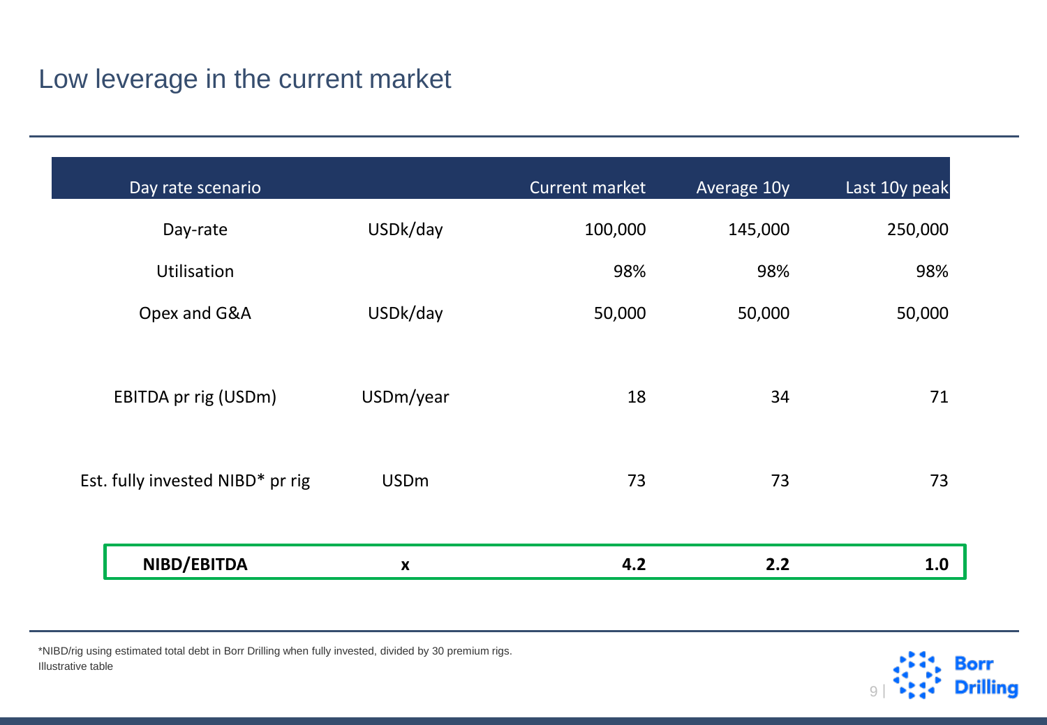# Low leverage in the current market

| Day rate scenario | | Current market | Average 10y | Last 10y peak |
|---|---|---|---|---|
| Day-rate | USDk/day | 100,000 | 145,000 | 250,000 |
| Utilisation | | 98% | 98% | 98% |
| Opex and G&A | USDk/day | 50,000 | 50,000 | 50,000 |
| EBITDA pr rig (USDm) | USDm/year | 18 | 34 | 71 |
| Est. fully invested NIBD* pr rig | USDm | 73 | 73 | 73 |
| **NIBD/EBITDA** | **x** | **4.2** | **2.2** | **1.0** |

*NIBD/rig using estimated total debt in Borr Drilling when fully invested, divided by 30 premium rigs.
Illustrative table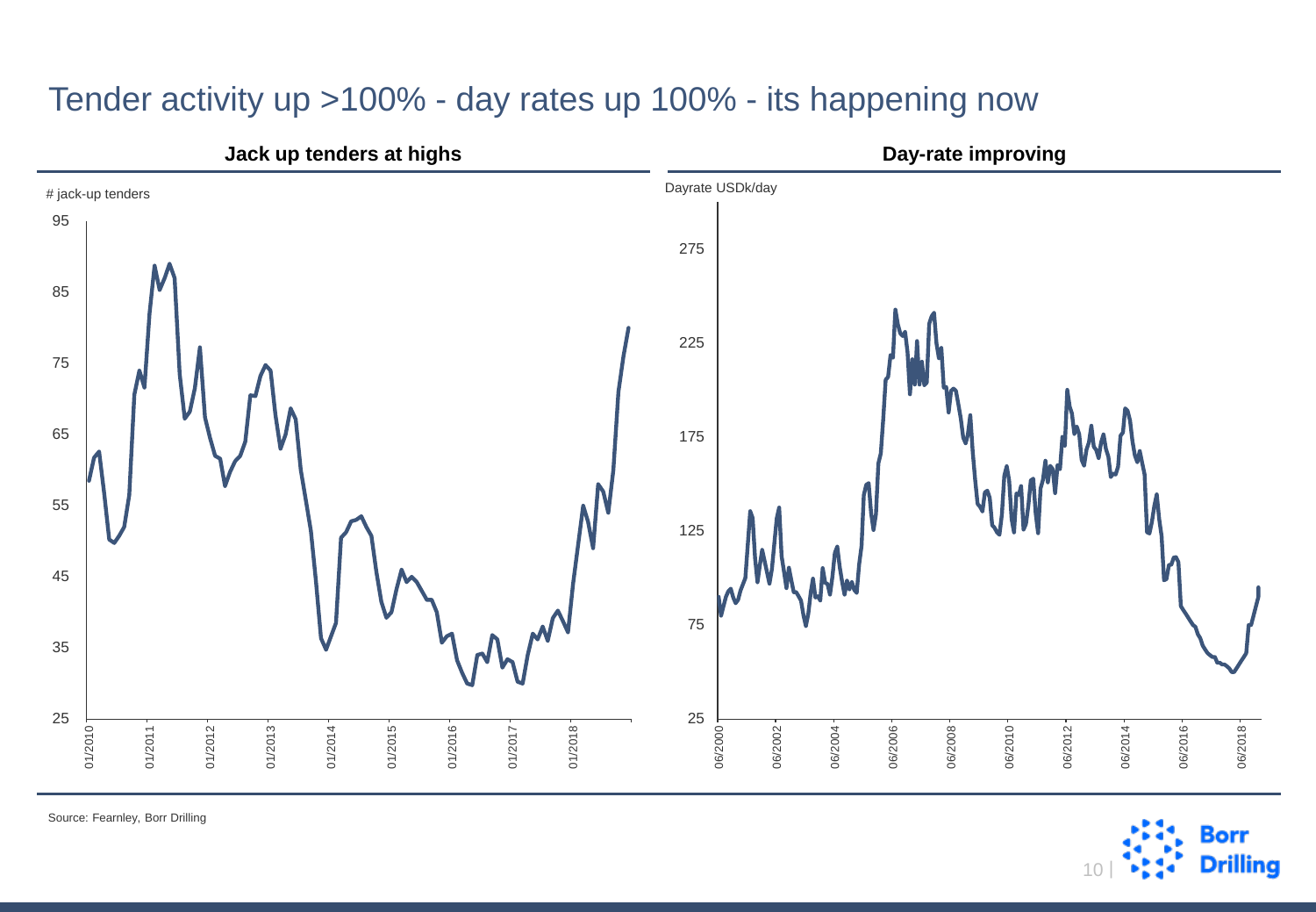# Tender activity up >100% - day rates up 100% - its happening now

## Jack up tenders at highs

# jack-up tenders

95
85
75
65
55
45
35
25

01/2010 01/2011 01/2012 01/2013 01/2014 01/2015 01/2016 01/2017 01/2018

## Day-rate improving

Dayrate USDk/day

275
225
175
125
75
25

06/2000 06/2002 06/2004 06/2006 06/2008 06/2010 06/2012 06/2014 06/2016 06/2018

Source: Fearnley, Borr Drilling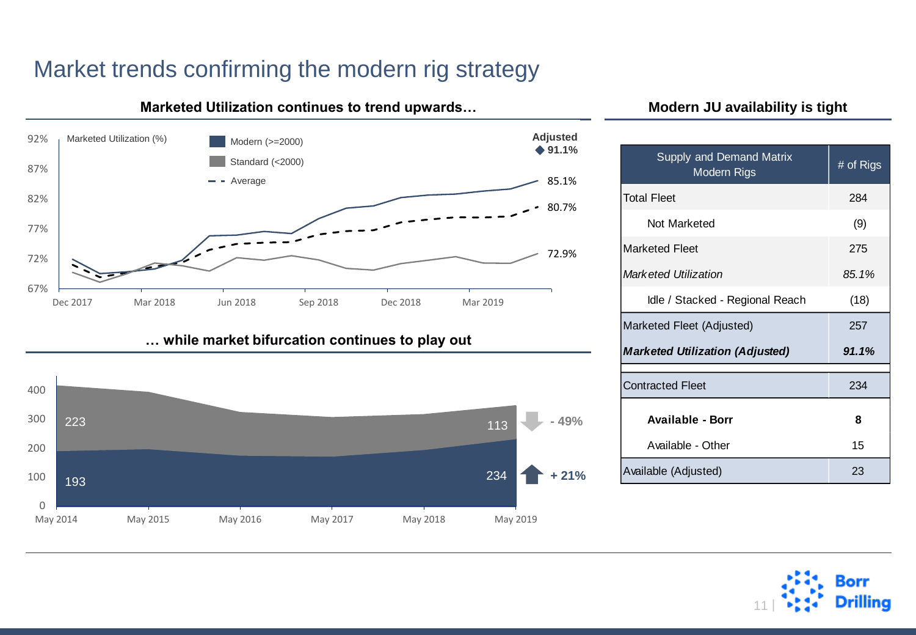# Market trends confirming the modern rig strategy

### Marketed Utilization continues to trend upwards…

Marketed Utilization (%)

- Modern (>=2000)
- Standard (<2000)
- Average

Adjusted ◆ 91.1%

85.1%

80.7%

72.9%

92% · 87% · 82% · 77% · 72% · 67%

Dec 2017 · Mar 2018 · Jun 2018 · Sep 2018 · Dec 2018 · Mar 2019

### … while market bifurcation continues to play out

223 · 113 · - 49%

193 · 234 · + 21%

400 · 300 · 200 · 100 · 0

May 2014 · May 2015 · May 2016 · May 2017 · May 2018 · May 2019

### Modern JU availability is tight

| Supply and Demand Matrix Modern Rigs | # of Rigs |
|---|---|
| Total Fleet | 284 |
| Not Marketed | (9) |
| Marketed Fleet | 275 |
| *Marketed Utilization* | *85.1%* |
| Idle / Stacked - Regional Reach | (18) |
| Marketed Fleet (Adjusted) | 257 |
| ***Marketed Utilization (Adjusted)*** | ***91.1%*** |
| Contracted Fleet | 234 |
| **Available - Borr** | **8** |
| Available - Other | 15 |
| Available (Adjusted) | 23 |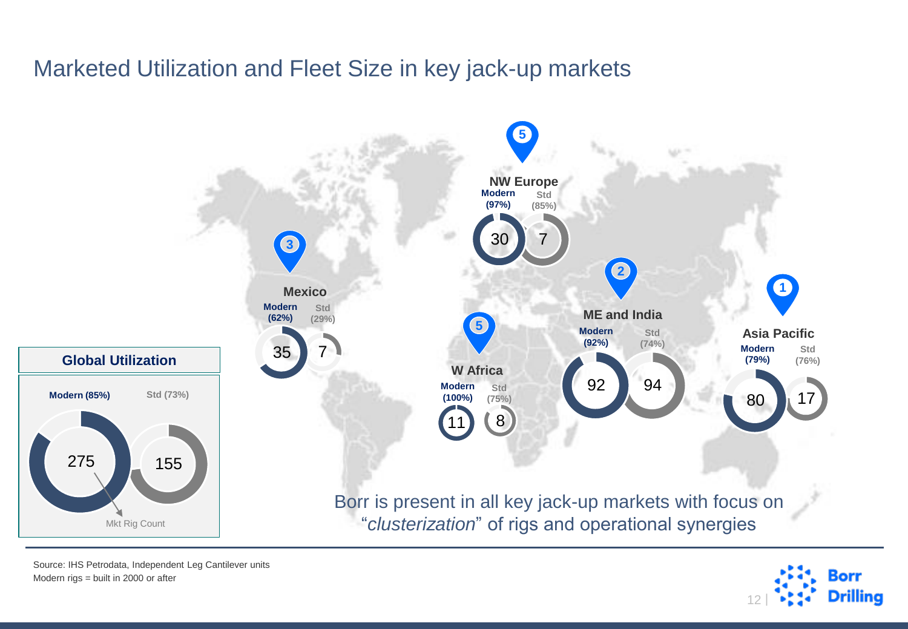# Marketed Utilization and Fleet Size in key jack-up markets

**NW Europe** (5)
Modern (97%): 30
Std (85%): 7

**Mexico** (3)
Modern (62%): 35
Std (29%): 7

**ME and India** (2)
Modern (92%): 92
Std (74%): 94

**W Africa** (5)
Modern (100%): 11
Std (75%): 8

**Asia Pacific** (1)
Modern (79%): 80
Std (76%): 17

**Global Utilization**

Modern (85%): 275
Std (73%): 155

Mkt Rig Count

Borr is present in all key jack-up markets with focus on "*clusterization*" of rigs and operational synergies

Source: IHS Petrodata, Independent Leg Cantilever units
Modern rigs = built in 2000 or after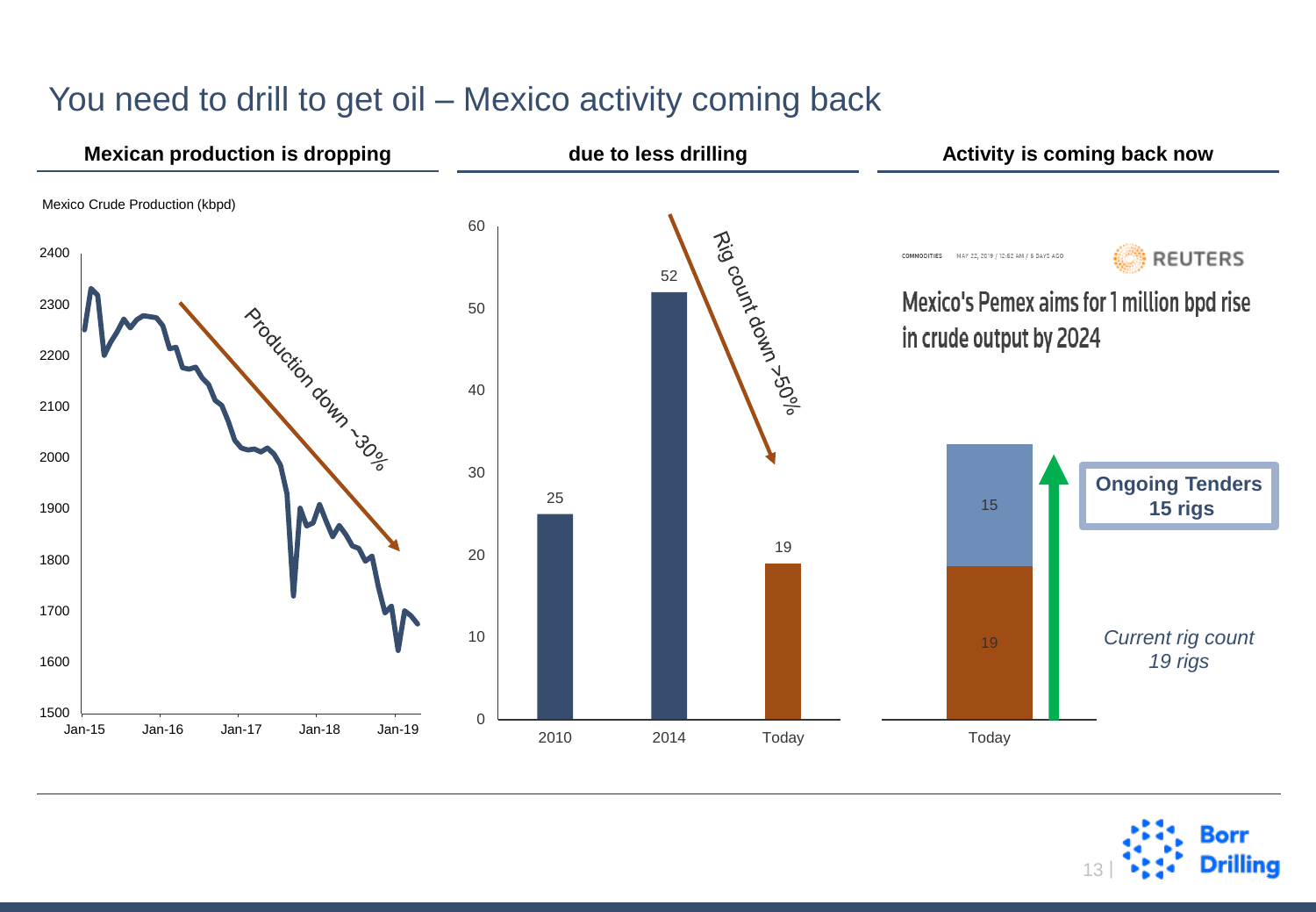# You need to drill to get oil – Mexico activity coming back

### Mexican production is dropping

Mexico Crude Production (kbpd)

Production down ~30%

### due to less drilling

| Year | Rig count |
|---|---|
| 2010 | 25 |
| 2014 | 52 |
| Today | 19 |

Rig count down >50%

### Activity is coming back now

COMMODITIES MAY 22, 2019 / 12:52 AM / 6 DAYS AGO — REUTERS

**Mexico's Pemex aims for 1 million bpd rise in crude output by 2024**

| Today | Rigs |
|---|---|
| Current rig count | 19 |
| Ongoing Tenders | 15 |

**Ongoing Tenders 15 rigs**

*Current rig count 19 rigs*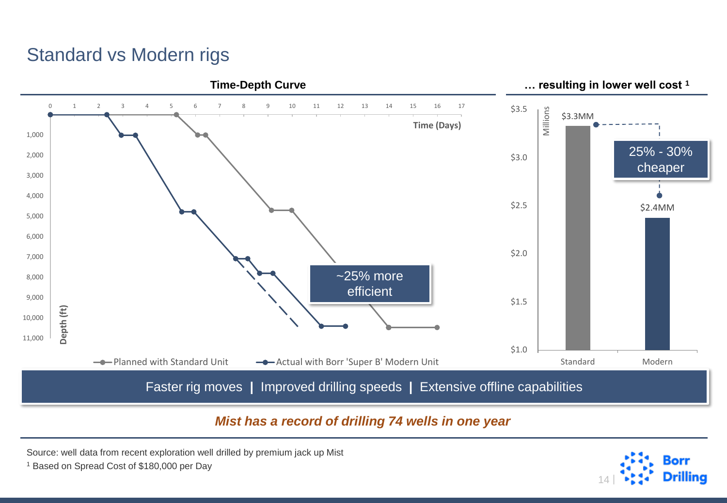# Standard vs Modern rigs

### Time-Depth Curve

Time (Days)

Depth (ft)

~25% more efficient

Planned with Standard Unit — Actual with Borr 'Super B' Modern Unit

### … resulting in lower well cost [1]

Millions

| | Standard | Modern |
|---|---|---|
| Well cost | $3.3MM | $2.4MM |

25% - 30% cheaper

Faster rig moves | Improved drilling speeds | Extensive offline capabilities

***Mist has a record of drilling 74 wells in one year***

Source: well data from recent exploration well drilled by premium jack up Mist

[1] Based on Spread Cost of $180,000 per Day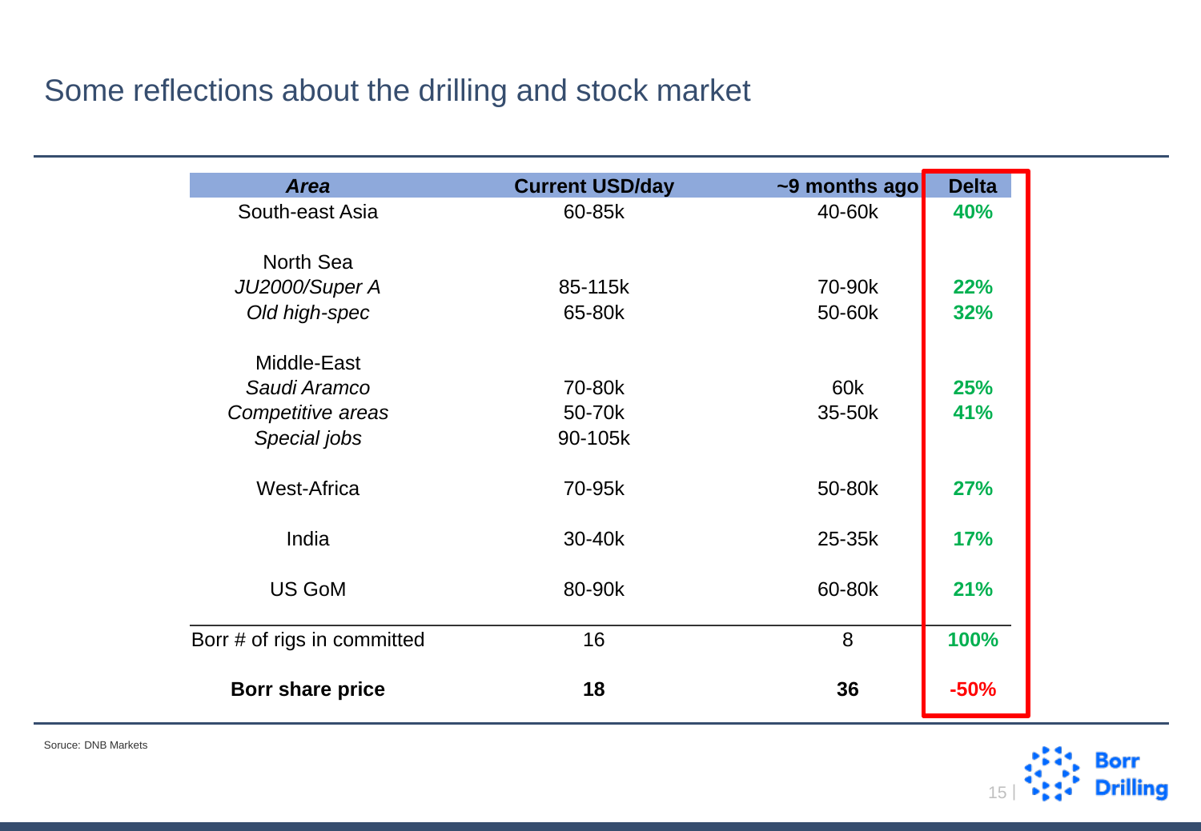# Some reflections about the drilling and stock market

| *Area* | Current USD/day | ~9 months ago | Delta |
| --- | --- | --- | --- |
| South-east Asia | 60-85k | 40-60k | **40%** |
| North Sea | | | |
| *JU2000/Super A* | 85-115k | 70-90k | **22%** |
| *Old high-spec* | 65-80k | 50-60k | **32%** |
| Middle-East | | | |
| *Saudi Aramco* | 70-80k | 60k | **25%** |
| *Competitive areas* | 50-70k | 35-50k | **41%** |
| *Special jobs* | 90-105k | | |
| West-Africa | 70-95k | 50-80k | **27%** |
| India | 30-40k | 25-35k | **17%** |
| US GoM | 80-90k | 60-80k | **21%** |
| Borr # of rigs in committed | 16 | 8 | **100%** |
| **Borr share price** | **18** | **36** | **-50%** |

Soruce: DNB Markets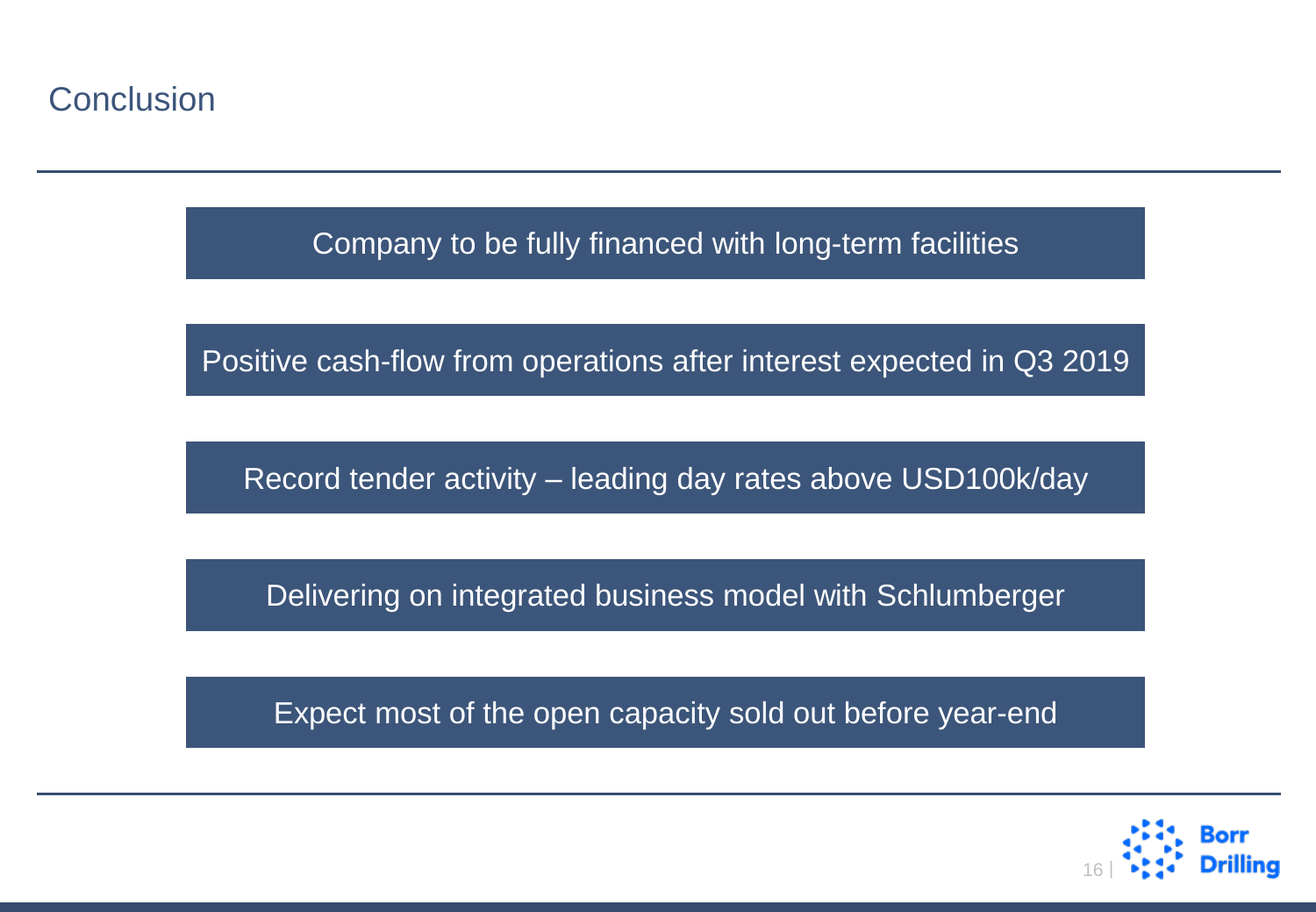# Conclusion

- Company to be fully financed with long-term facilities
- Positive cash-flow from operations after interest expected in Q3 2019
- Record tender activity – leading day rates above USD100k/day
- Delivering on integrated business model with Schlumberger
- Expect most of the open capacity sold out before year-end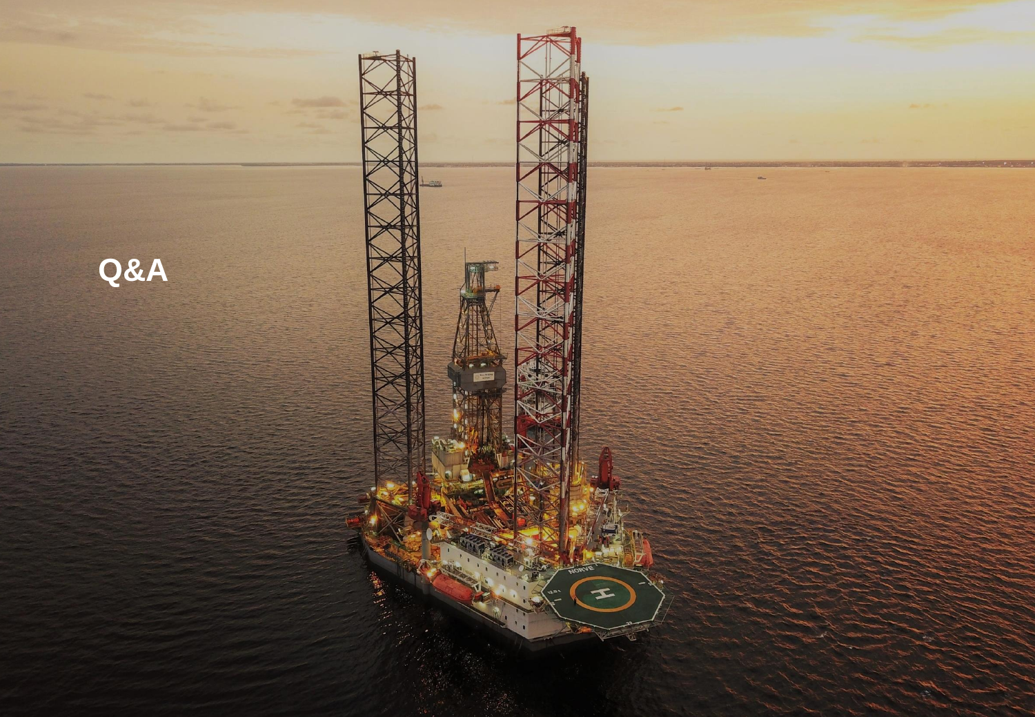# Q&A